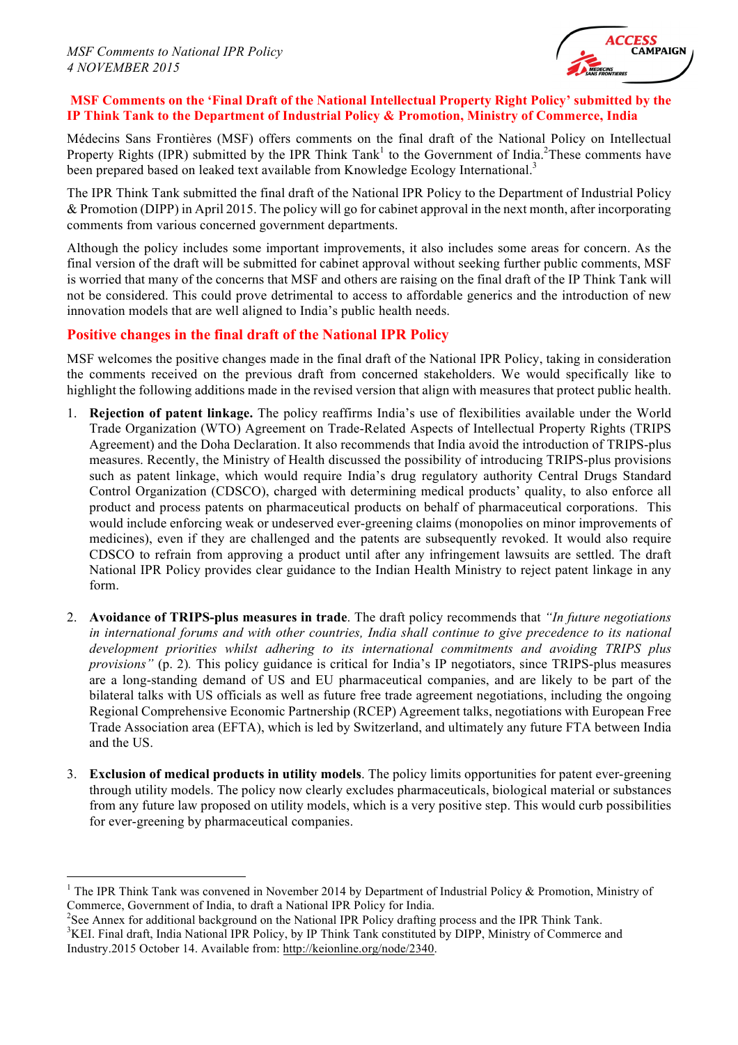## MSF Comments on the 'Final Draft of the National Intellectual Property Right Policy' submitted by the IP Think Tank to the Department of Industrial Policy & Promotion, Ministry of Commerce, India

Médecins Sans Frontières (MSF) offers comments on the final draft of the National Policy on Intellectual Property Rights (IPR) submitted by the IPR Think Tank[1] to the Government of India.[2] These comments have been prepared based on leaked text available from Knowledge Ecology International.[3]

The IPR Think Tank submitted the final draft of the National IPR Policy to the Department of Industrial Policy & Promotion (DIPP) in April 2015. The policy will go for cabinet approval in the next month, after incorporating comments from various concerned government departments.

Although the policy includes some important improvements, it also includes some areas for concern. As the final version of the draft will be submitted for cabinet approval without seeking further public comments, MSF is worried that many of the concerns that MSF and others are raising on the final draft of the IP Think Tank will not be considered. This could prove detrimental to access to affordable generics and the introduction of new innovation models that are well aligned to India's public health needs.

## Positive changes in the final draft of the National IPR Policy

MSF welcomes the positive changes made in the final draft of the National IPR Policy, taking in consideration the comments received on the previous draft from concerned stakeholders. We would specifically like to highlight the following additions made in the revised version that align with measures that protect public health.

1. **Rejection of patent linkage.** The policy reaffirms India's use of flexibilities available under the World Trade Organization (WTO) Agreement on Trade-Related Aspects of Intellectual Property Rights (TRIPS Agreement) and the Doha Declaration. It also recommends that India avoid the introduction of TRIPS-plus measures. Recently, the Ministry of Health discussed the possibility of introducing TRIPS-plus provisions such as patent linkage, which would require India's drug regulatory authority Central Drugs Standard Control Organization (CDSCO), charged with determining medical products' quality, to also enforce all product and process patents on pharmaceutical products on behalf of pharmaceutical corporations. This would include enforcing weak or undeserved ever-greening claims (monopolies on minor improvements of medicines), even if they are challenged and the patents are subsequently revoked. It would also require CDSCO to refrain from approving a product until after any infringement lawsuits are settled. The draft National IPR Policy provides clear guidance to the Indian Health Ministry to reject patent linkage in any form.

2. **Avoidance of TRIPS-plus measures in trade**. The draft policy recommends that *"In future negotiations in international forums and with other countries, India shall continue to give precedence to its national development priorities whilst adhering to its international commitments and avoiding TRIPS plus provisions"* (p. 2). This policy guidance is critical for India's IP negotiators, since TRIPS-plus measures are a long-standing demand of US and EU pharmaceutical companies, and are likely to be part of the bilateral talks with US officials as well as future free trade agreement negotiations, including the ongoing Regional Comprehensive Economic Partnership (RCEP) Agreement talks, negotiations with European Free Trade Association area (EFTA), which is led by Switzerland, and ultimately any future FTA between India and the US.

3. **Exclusion of medical products in utility models**. The policy limits opportunities for patent ever-greening through utility models. The policy now clearly excludes pharmaceuticals, biological material or substances from any future law proposed on utility models, which is a very positive step. This would curb possibilities for ever-greening by pharmaceutical companies.

---

[1] The IPR Think Tank was convened in November 2014 by Department of Industrial Policy & Promotion, Ministry of Commerce, Government of India, to draft a National IPR Policy for India.

[2] See Annex for additional background on the National IPR Policy drafting process and the IPR Think Tank.

[3] KEI. Final draft, India National IPR Policy, by IP Think Tank constituted by DIPP, Ministry of Commerce and Industry.2015 October 14. Available from: http://keionline.org/node/2340.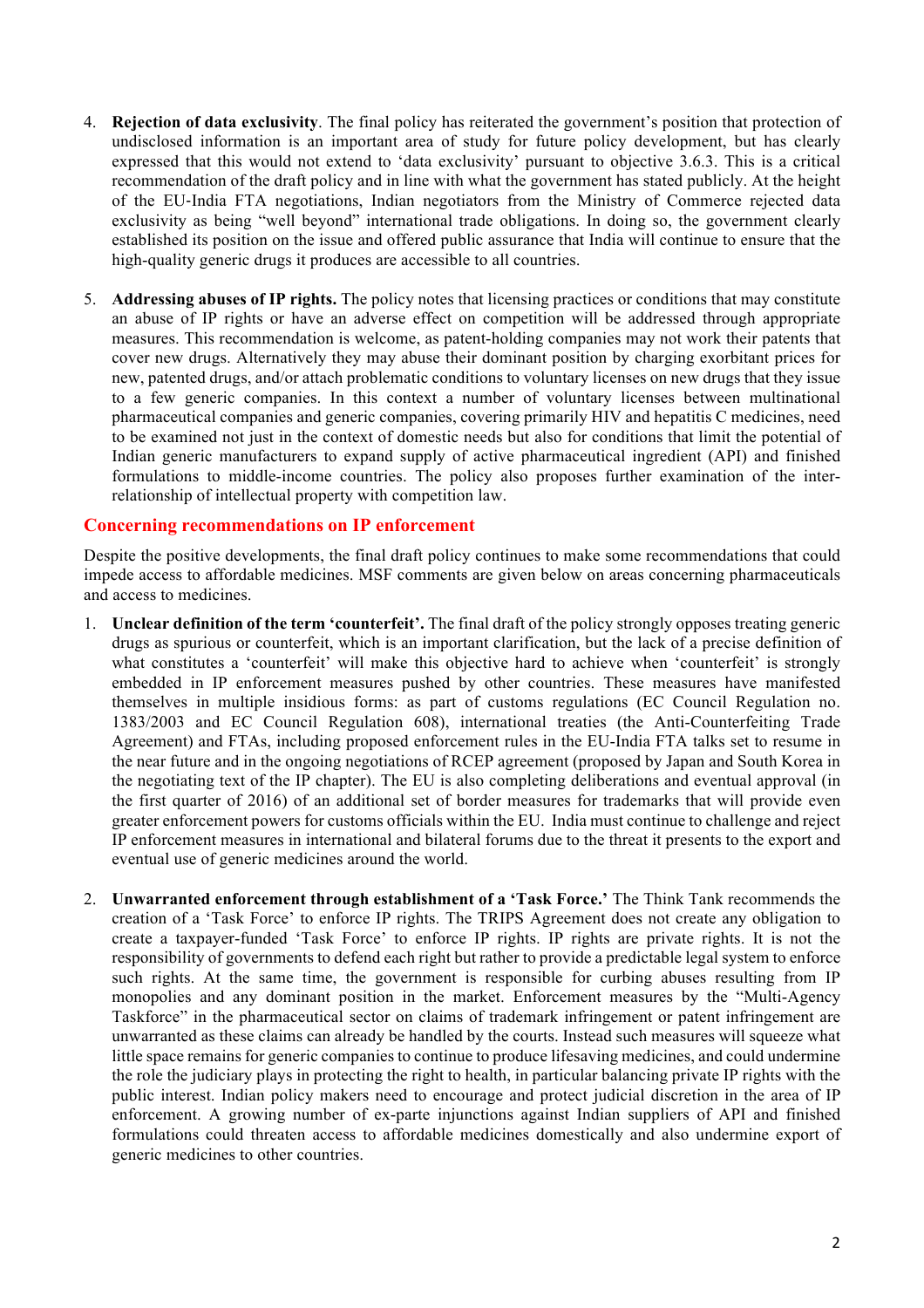4. **Rejection of data exclusivity**. The final policy has reiterated the government's position that protection of undisclosed information is an important area of study for future policy development, but has clearly expressed that this would not extend to 'data exclusivity' pursuant to objective 3.6.3. This is a critical recommendation of the draft policy and in line with what the government has stated publicly. At the height of the EU-India FTA negotiations, Indian negotiators from the Ministry of Commerce rejected data exclusivity as being "well beyond" international trade obligations. In doing so, the government clearly established its position on the issue and offered public assurance that India will continue to ensure that the high-quality generic drugs it produces are accessible to all countries.

5. **Addressing abuses of IP rights.** The policy notes that licensing practices or conditions that may constitute an abuse of IP rights or have an adverse effect on competition will be addressed through appropriate measures. This recommendation is welcome, as patent-holding companies may not work their patents that cover new drugs. Alternatively they may abuse their dominant position by charging exorbitant prices for new, patented drugs, and/or attach problematic conditions to voluntary licenses on new drugs that they issue to a few generic companies. In this context a number of voluntary licenses between multinational pharmaceutical companies and generic companies, covering primarily HIV and hepatitis C medicines, need to be examined not just in the context of domestic needs but also for conditions that limit the potential of Indian generic manufacturers to expand supply of active pharmaceutical ingredient (API) and finished formulations to middle-income countries. The policy also proposes further examination of the inter-relationship of intellectual property with competition law.

## Concerning recommendations on IP enforcement

Despite the positive developments, the final draft policy continues to make some recommendations that could impede access to affordable medicines. MSF comments are given below on areas concerning pharmaceuticals and access to medicines.

1. **Unclear definition of the term 'counterfeit'.** The final draft of the policy strongly opposes treating generic drugs as spurious or counterfeit, which is an important clarification, but the lack of a precise definition of what constitutes a 'counterfeit' will make this objective hard to achieve when 'counterfeit' is strongly embedded in IP enforcement measures pushed by other countries. These measures have manifested themselves in multiple insidious forms: as part of customs regulations (EC Council Regulation no. 1383/2003 and EC Council Regulation 608), international treaties (the Anti-Counterfeiting Trade Agreement) and FTAs, including proposed enforcement rules in the EU-India FTA talks set to resume in the near future and in the ongoing negotiations of RCEP agreement (proposed by Japan and South Korea in the negotiating text of the IP chapter). The EU is also completing deliberations and eventual approval (in the first quarter of 2016) of an additional set of border measures for trademarks that will provide even greater enforcement powers for customs officials within the EU. India must continue to challenge and reject IP enforcement measures in international and bilateral forums due to the threat it presents to the export and eventual use of generic medicines around the world.

2. **Unwarranted enforcement through establishment of a 'Task Force.'** The Think Tank recommends the creation of a 'Task Force' to enforce IP rights. The TRIPS Agreement does not create any obligation to create a taxpayer-funded 'Task Force' to enforce IP rights. IP rights are private rights. It is not the responsibility of governments to defend each right but rather to provide a predictable legal system to enforce such rights. At the same time, the government is responsible for curbing abuses resulting from IP monopolies and any dominant position in the market. Enforcement measures by the "Multi-Agency Taskforce" in the pharmaceutical sector on claims of trademark infringement or patent infringement are unwarranted as these claims can already be handled by the courts. Instead such measures will squeeze what little space remains for generic companies to continue to produce lifesaving medicines, and could undermine the role the judiciary plays in protecting the right to health, in particular balancing private IP rights with the public interest. Indian policy makers need to encourage and protect judicial discretion in the area of IP enforcement. A growing number of ex-parte injunctions against Indian suppliers of API and finished formulations could threaten access to affordable medicines domestically and also undermine export of generic medicines to other countries.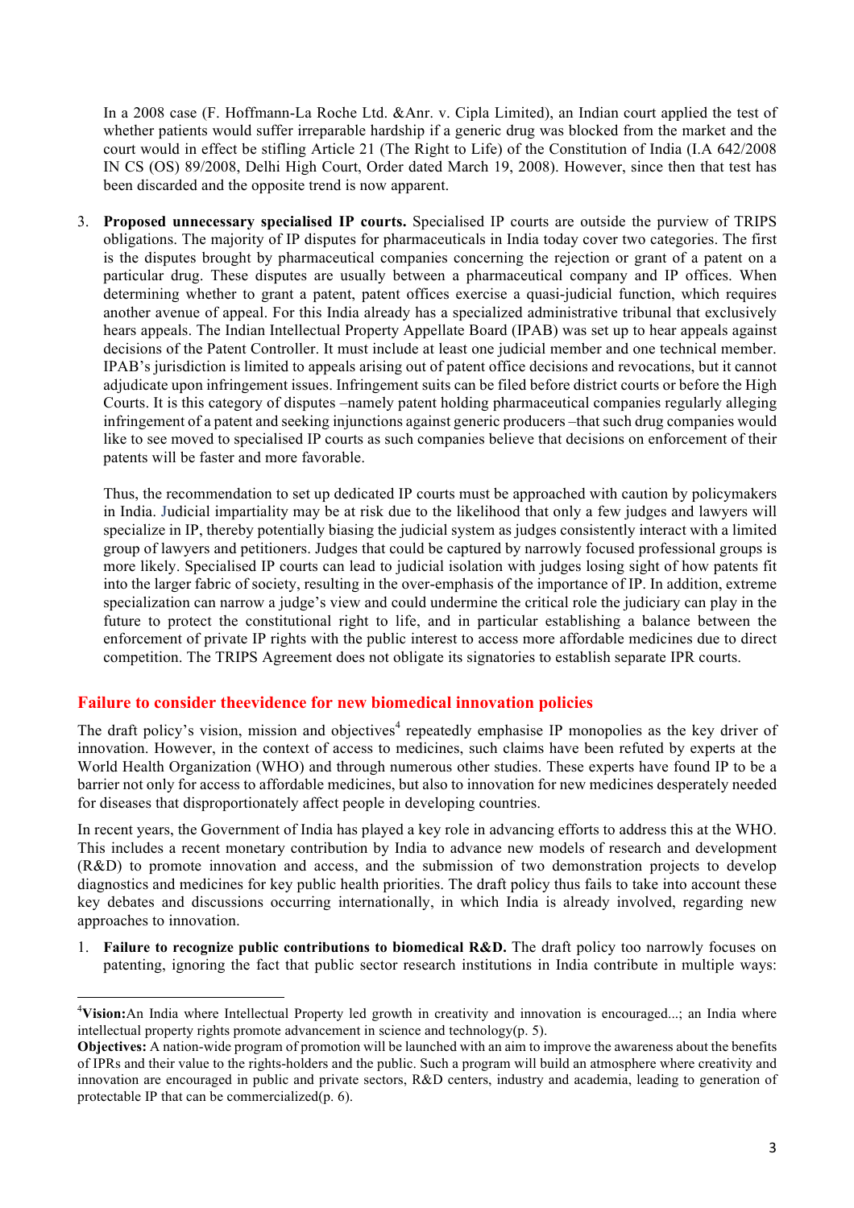In a 2008 case (F. Hoffmann-La Roche Ltd. &Anr. v. Cipla Limited), an Indian court applied the test of whether patients would suffer irreparable hardship if a generic drug was blocked from the market and the court would in effect be stifling Article 21 (The Right to Life) of the Constitution of India (I.A 642/2008 IN CS (OS) 89/2008, Delhi High Court, Order dated March 19, 2008). However, since then that test has been discarded and the opposite trend is now apparent.

3. **Proposed unnecessary specialised IP courts.** Specialised IP courts are outside the purview of TRIPS obligations. The majority of IP disputes for pharmaceuticals in India today cover two categories. The first is the disputes brought by pharmaceutical companies concerning the rejection or grant of a patent on a particular drug. These disputes are usually between a pharmaceutical company and IP offices. When determining whether to grant a patent, patent offices exercise a quasi-judicial function, which requires another avenue of appeal. For this India already has a specialized administrative tribunal that exclusively hears appeals. The Indian Intellectual Property Appellate Board (IPAB) was set up to hear appeals against decisions of the Patent Controller. It must include at least one judicial member and one technical member. IPAB's jurisdiction is limited to appeals arising out of patent office decisions and revocations, but it cannot adjudicate upon infringement issues. Infringement suits can be filed before district courts or before the High Courts. It is this category of disputes –namely patent holding pharmaceutical companies regularly alleging infringement of a patent and seeking injunctions against generic producers –that such drug companies would like to see moved to specialised IP courts as such companies believe that decisions on enforcement of their patents will be faster and more favorable.

   Thus, the recommendation to set up dedicated IP courts must be approached with caution by policymakers in India. Judicial impartiality may be at risk due to the likelihood that only a few judges and lawyers will specialize in IP, thereby potentially biasing the judicial system as judges consistently interact with a limited group of lawyers and petitioners. Judges that could be captured by narrowly focused professional groups is more likely. Specialised IP courts can lead to judicial isolation with judges losing sight of how patents fit into the larger fabric of society, resulting in the over-emphasis of the importance of IP. In addition, extreme specialization can narrow a judge's view and could undermine the critical role the judiciary can play in the future to protect the constitutional right to life, and in particular establishing a balance between the enforcement of private IP rights with the public interest to access more affordable medicines due to direct competition. The TRIPS Agreement does not obligate its signatories to establish separate IPR courts.

## Failure to consider theevidence for new biomedical innovation policies

The draft policy's vision, mission and objectives[4] repeatedly emphasise IP monopolies as the key driver of innovation. However, in the context of access to medicines, such claims have been refuted by experts at the World Health Organization (WHO) and through numerous other studies. These experts have found IP to be a barrier not only for access to affordable medicines, but also to innovation for new medicines desperately needed for diseases that disproportionately affect people in developing countries.

In recent years, the Government of India has played a key role in advancing efforts to address this at the WHO. This includes a recent monetary contribution by India to advance new models of research and development (R&D) to promote innovation and access, and the submission of two demonstration projects to develop diagnostics and medicines for key public health priorities. The draft policy thus fails to take into account these key debates and discussions occurring internationally, in which India is already involved, regarding new approaches to innovation.

1. **Failure to recognize public contributions to biomedical R&D.** The draft policy too narrowly focuses on patenting, ignoring the fact that public sector research institutions in India contribute in multiple ways:

---

[4] **Vision:** An India where Intellectual Property led growth in creativity and innovation is encouraged...; an India where intellectual property rights promote advancement in science and technology(p. 5).

**Objectives:** A nation-wide program of promotion will be launched with an aim to improve the awareness about the benefits of IPRs and their value to the rights-holders and the public. Such a program will build an atmosphere where creativity and innovation are encouraged in public and private sectors, R&D centers, industry and academia, leading to generation of protectable IP that can be commercialized(p. 6).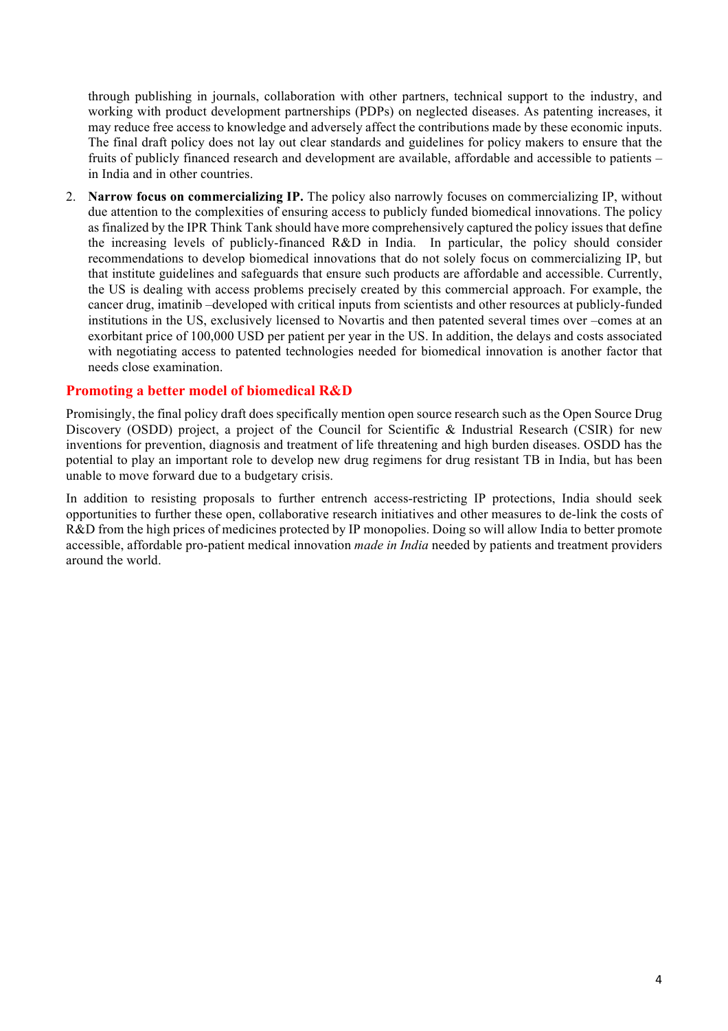through publishing in journals, collaboration with other partners, technical support to the industry, and working with product development partnerships (PDPs) on neglected diseases. As patenting increases, it may reduce free access to knowledge and adversely affect the contributions made by these economic inputs. The final draft policy does not lay out clear standards and guidelines for policy makers to ensure that the fruits of publicly financed research and development are available, affordable and accessible to patients – in India and in other countries.

2. **Narrow focus on commercializing IP.** The policy also narrowly focuses on commercializing IP, without due attention to the complexities of ensuring access to publicly funded biomedical innovations. The policy as finalized by the IPR Think Tank should have more comprehensively captured the policy issues that define the increasing levels of publicly-financed R&D in India. In particular, the policy should consider recommendations to develop biomedical innovations that do not solely focus on commercializing IP, but that institute guidelines and safeguards that ensure such products are affordable and accessible. Currently, the US is dealing with access problems precisely created by this commercial approach. For example, the cancer drug, imatinib –developed with critical inputs from scientists and other resources at publicly-funded institutions in the US, exclusively licensed to Novartis and then patented several times over –comes at an exorbitant price of 100,000 USD per patient per year in the US. In addition, the delays and costs associated with negotiating access to patented technologies needed for biomedical innovation is another factor that needs close examination.

## Promoting a better model of biomedical R&D

Promisingly, the final policy draft does specifically mention open source research such as the Open Source Drug Discovery (OSDD) project, a project of the Council for Scientific & Industrial Research (CSIR) for new inventions for prevention, diagnosis and treatment of life threatening and high burden diseases. OSDD has the potential to play an important role to develop new drug regimens for drug resistant TB in India, but has been unable to move forward due to a budgetary crisis.

In addition to resisting proposals to further entrench access-restricting IP protections, India should seek opportunities to further these open, collaborative research initiatives and other measures to de-link the costs of R&D from the high prices of medicines protected by IP monopolies. Doing so will allow India to better promote accessible, affordable pro-patient medical innovation *made in India* needed by patients and treatment providers around the world.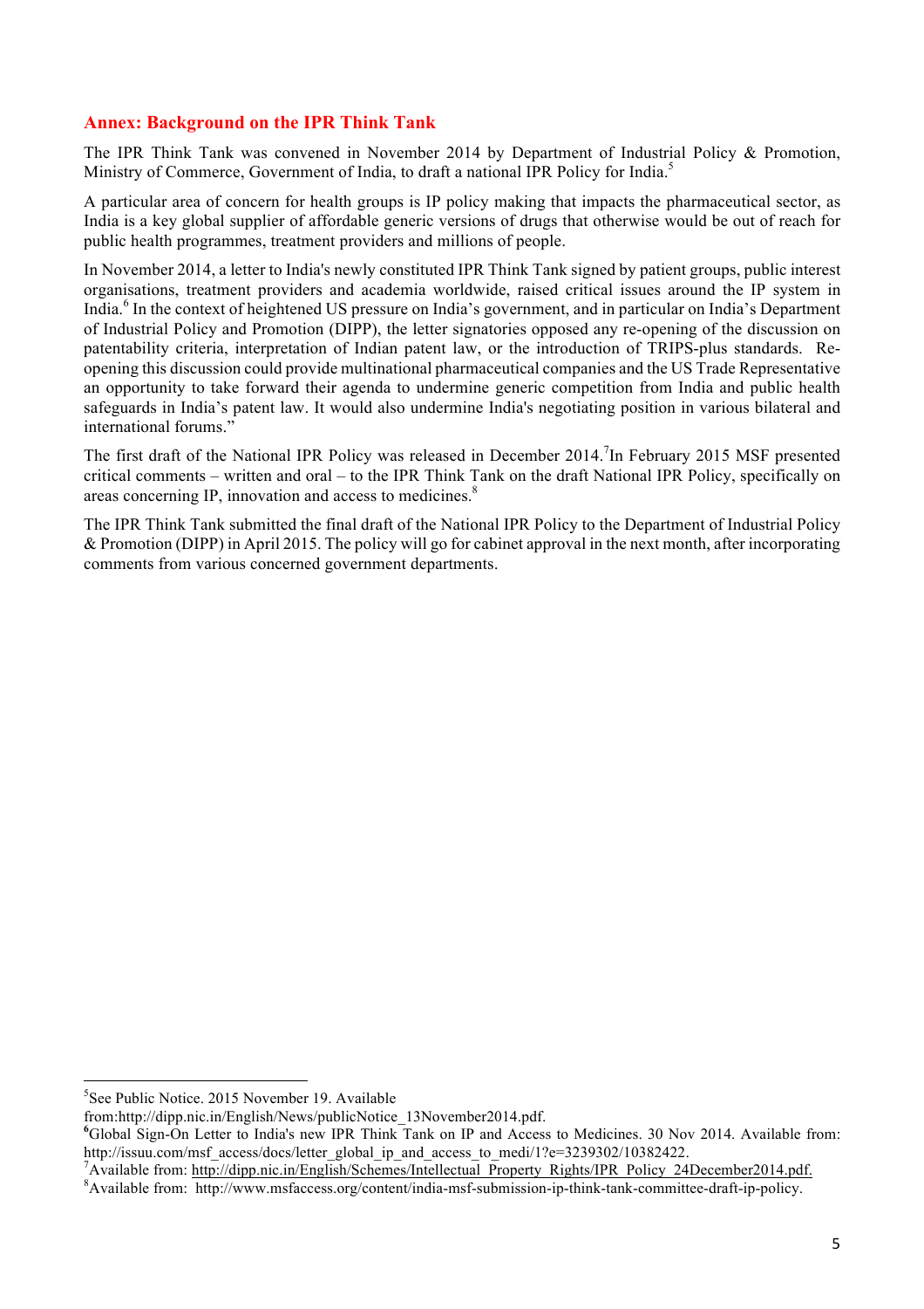## Annex: Background on the IPR Think Tank

The IPR Think Tank was convened in November 2014 by Department of Industrial Policy & Promotion, Ministry of Commerce, Government of India, to draft a national IPR Policy for India.[5]

A particular area of concern for health groups is IP policy making that impacts the pharmaceutical sector, as India is a key global supplier of affordable generic versions of drugs that otherwise would be out of reach for public health programmes, treatment providers and millions of people.

In November 2014, a letter to India's newly constituted IPR Think Tank signed by patient groups, public interest organisations, treatment providers and academia worldwide, raised critical issues around the IP system in India.[6] In the context of heightened US pressure on India's government, and in particular on India's Department of Industrial Policy and Promotion (DIPP), the letter signatories opposed any re-opening of the discussion on patentability criteria, interpretation of Indian patent law, or the introduction of TRIPS-plus standards. Re-opening this discussion could provide multinational pharmaceutical companies and the US Trade Representative an opportunity to take forward their agenda to undermine generic competition from India and public health safeguards in India's patent law. It would also undermine India's negotiating position in various bilateral and international forums."

The first draft of the National IPR Policy was released in December 2014.[7] In February 2015 MSF presented critical comments – written and oral – to the IPR Think Tank on the draft National IPR Policy, specifically on areas concerning IP, innovation and access to medicines.[8]

The IPR Think Tank submitted the final draft of the National IPR Policy to the Department of Industrial Policy & Promotion (DIPP) in April 2015. The policy will go for cabinet approval in the next month, after incorporating comments from various concerned government departments.

---

[5] See Public Notice. 2015 November 19. Available from:http://dipp.nic.in/English/News/publicNotice_13November2014.pdf.

[6] Global Sign-On Letter to India's new IPR Think Tank on IP and Access to Medicines. 30 Nov 2014. Available from: http://issuu.com/msf_access/docs/letter_global_ip_and_access_to_medi/1?e=3239302/10382422.

[7] Available from: http://dipp.nic.in/English/Schemes/Intellectual_Property_Rights/IPR_Policy_24December2014.pdf.

[8] Available from: http://www.msfaccess.org/content/india-msf-submission-ip-think-tank-committee-draft-ip-policy.